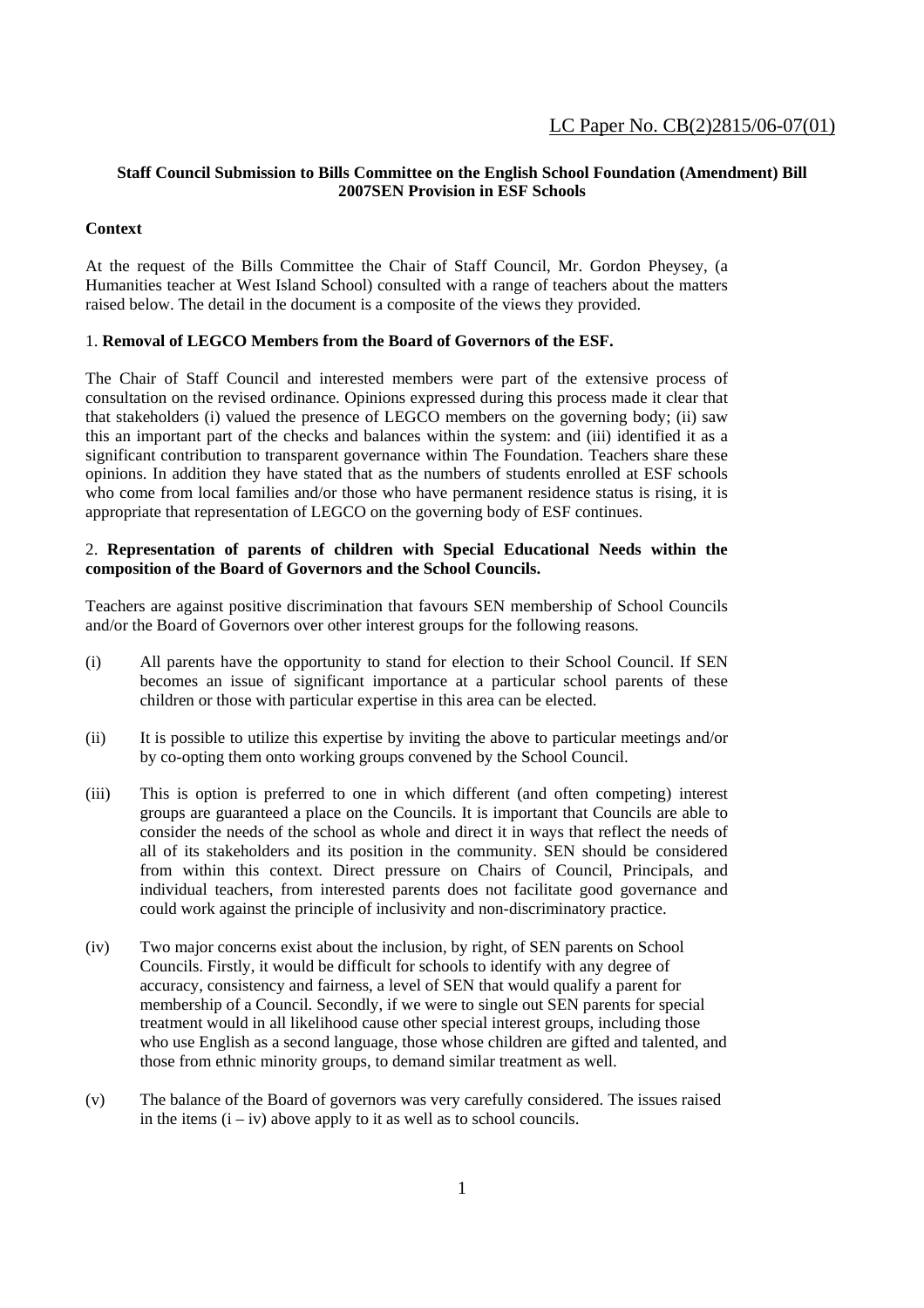LC Paper No. CB(2)2815/06-07(01)

**Staff Council Submission to Bills Committee on the English School Foundation (Amendment) Bill 2007SEN Provision in ESF Schools**

**Context**

At the request of the Bills Committee the Chair of Staff Council, Mr. Gordon Pheysey, (a Humanities teacher at West Island School) consulted with a range of teachers about the matters raised below. The detail in the document is a composite of the views they provided.

1. **Removal of LEGCO Members from the Board of Governors of the ESF.**

The Chair of Staff Council and interested members were part of the extensive process of consultation on the revised ordinance. Opinions expressed during this process made it clear that that stakeholders (i) valued the presence of LEGCO members on the governing body; (ii) saw this an important part of the checks and balances within the system: and (iii) identified it as a significant contribution to transparent governance within The Foundation. Teachers share these opinions. In addition they have stated that as the numbers of students enrolled at ESF schools who come from local families and/or those who have permanent residence status is rising, it is appropriate that representation of LEGCO on the governing body of ESF continues.

2. **Representation of parents of children with Special Educational Needs within the composition of the Board of Governors and the School Councils.**

Teachers are against positive discrimination that favours SEN membership of School Councils and/or the Board of Governors over other interest groups for the following reasons.

(i) All parents have the opportunity to stand for election to their School Council. If SEN becomes an issue of significant importance at a particular school parents of these children or those with particular expertise in this area can be elected.

(ii) It is possible to utilize this expertise by inviting the above to particular meetings and/or by co-opting them onto working groups convened by the School Council.

(iii) This is option is preferred to one in which different (and often competing) interest groups are guaranteed a place on the Councils. It is important that Councils are able to consider the needs of the school as whole and direct it in ways that reflect the needs of all of its stakeholders and its position in the community. SEN should be considered from within this context. Direct pressure on Chairs of Council, Principals, and individual teachers, from interested parents does not facilitate good governance and could work against the principle of inclusivity and non-discriminatory practice.

(iv) Two major concerns exist about the inclusion, by right, of SEN parents on School Councils. Firstly, it would be difficult for schools to identify with any degree of accuracy, consistency and fairness, a level of SEN that would qualify a parent for membership of a Council. Secondly, if we were to single out SEN parents for special treatment would in all likelihood cause other special interest groups, including those who use English as a second language, those whose children are gifted and talented, and those from ethnic minority groups, to demand similar treatment as well.

(v) The balance of the Board of governors was very carefully considered. The issues raised in the items (i – iv) above apply to it as well as to school councils.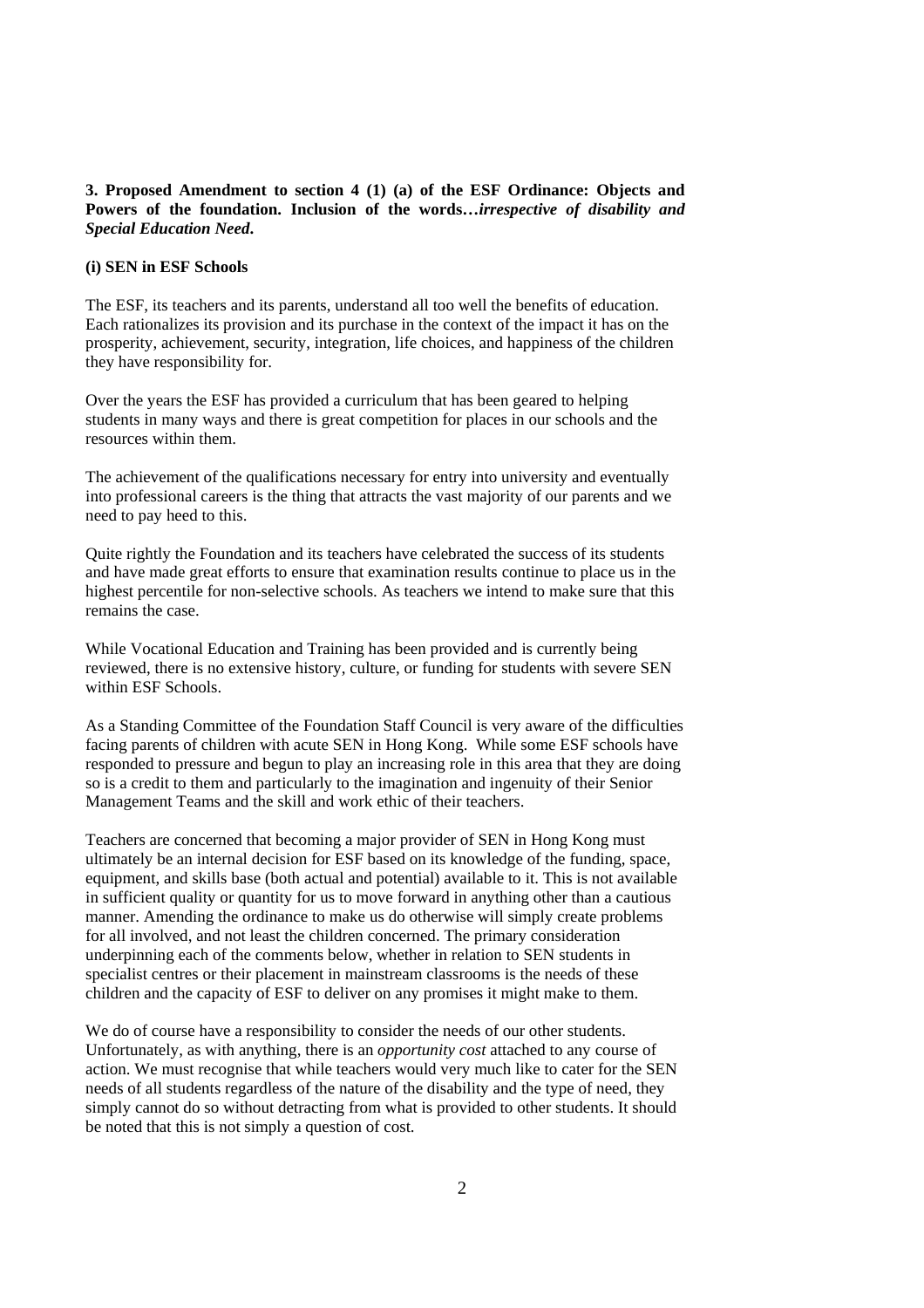**3. Proposed Amendment to section 4 (1) (a) of the ESF Ordinance: Objects and Powers of the foundation. Inclusion of the words…*irrespective of disability and Special Education Need*.**

**(i) SEN in ESF Schools**

The ESF, its teachers and its parents, understand all too well the benefits of education. Each rationalizes its provision and its purchase in the context of the impact it has on the prosperity, achievement, security, integration, life choices, and happiness of the children they have responsibility for.

Over the years the ESF has provided a curriculum that has been geared to helping students in many ways and there is great competition for places in our schools and the resources within them.

The achievement of the qualifications necessary for entry into university and eventually into professional careers is the thing that attracts the vast majority of our parents and we need to pay heed to this.

Quite rightly the Foundation and its teachers have celebrated the success of its students and have made great efforts to ensure that examination results continue to place us in the highest percentile for non-selective schools. As teachers we intend to make sure that this remains the case.

While Vocational Education and Training has been provided and is currently being reviewed, there is no extensive history, culture, or funding for students with severe SEN within ESF Schools.

As a Standing Committee of the Foundation Staff Council is very aware of the difficulties facing parents of children with acute SEN in Hong Kong. While some ESF schools have responded to pressure and begun to play an increasing role in this area that they are doing so is a credit to them and particularly to the imagination and ingenuity of their Senior Management Teams and the skill and work ethic of their teachers.

Teachers are concerned that becoming a major provider of SEN in Hong Kong must ultimately be an internal decision for ESF based on its knowledge of the funding, space, equipment, and skills base (both actual and potential) available to it. This is not available in sufficient quality or quantity for us to move forward in anything other than a cautious manner. Amending the ordinance to make us do otherwise will simply create problems for all involved, and not least the children concerned. The primary consideration underpinning each of the comments below, whether in relation to SEN students in specialist centres or their placement in mainstream classrooms is the needs of these children and the capacity of ESF to deliver on any promises it might make to them.

We do of course have a responsibility to consider the needs of our other students. Unfortunately, as with anything, there is an *opportunity cost* attached to any course of action. We must recognise that while teachers would very much like to cater for the SEN needs of all students regardless of the nature of the disability and the type of need, they simply cannot do so without detracting from what is provided to other students. It should be noted that this is not simply a question of cost.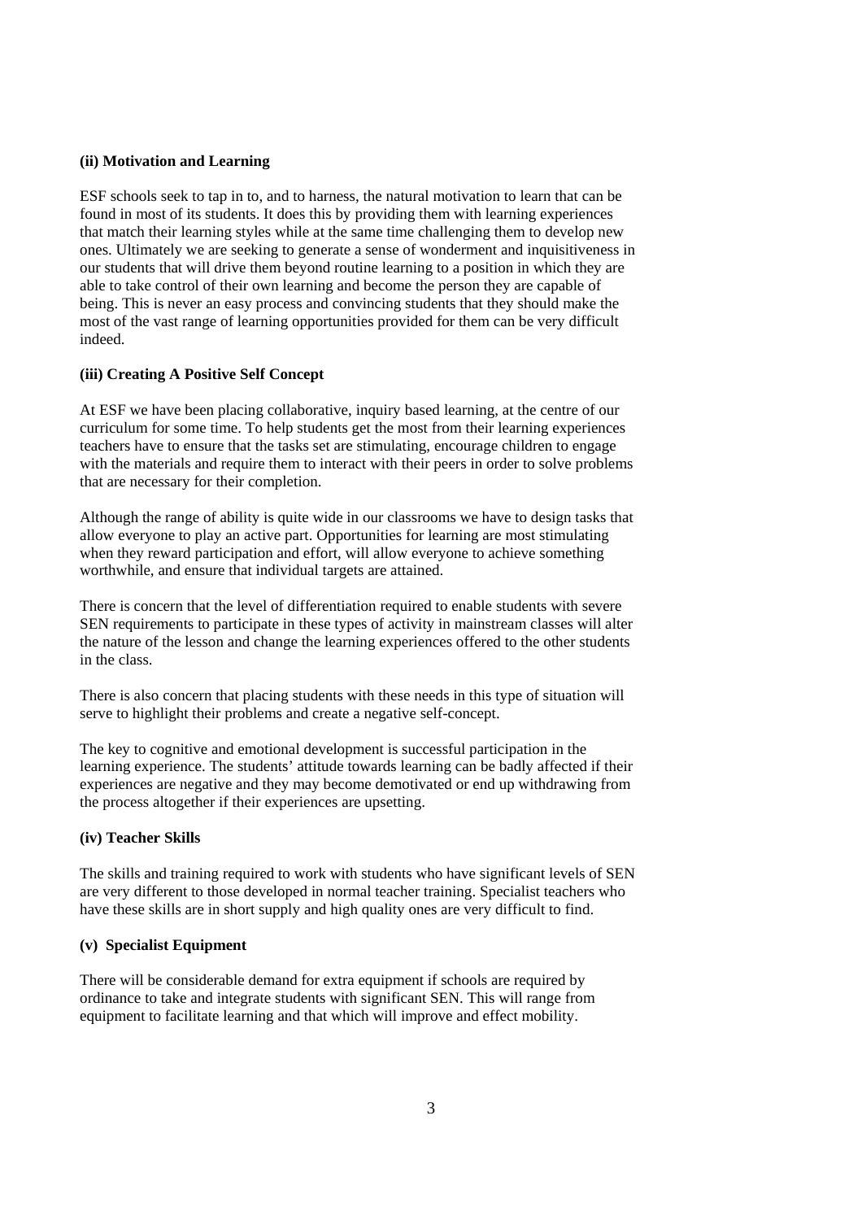**(ii) Motivation and Learning**

ESF schools seek to tap in to, and to harness, the natural motivation to learn that can be found in most of its students. It does this by providing them with learning experiences that match their learning styles while at the same time challenging them to develop new ones. Ultimately we are seeking to generate a sense of wonderment and inquisitiveness in our students that will drive them beyond routine learning to a position in which they are able to take control of their own learning and become the person they are capable of being. This is never an easy process and convincing students that they should make the most of the vast range of learning opportunities provided for them can be very difficult indeed.

**(iii) Creating A Positive Self Concept**

At ESF we have been placing collaborative, inquiry based learning, at the centre of our curriculum for some time. To help students get the most from their learning experiences teachers have to ensure that the tasks set are stimulating, encourage children to engage with the materials and require them to interact with their peers in order to solve problems that are necessary for their completion.

Although the range of ability is quite wide in our classrooms we have to design tasks that allow everyone to play an active part. Opportunities for learning are most stimulating when they reward participation and effort, will allow everyone to achieve something worthwhile, and ensure that individual targets are attained.

There is concern that the level of differentiation required to enable students with severe SEN requirements to participate in these types of activity in mainstream classes will alter the nature of the lesson and change the learning experiences offered to the other students in the class.

There is also concern that placing students with these needs in this type of situation will serve to highlight their problems and create a negative self-concept.

The key to cognitive and emotional development is successful participation in the learning experience. The students' attitude towards learning can be badly affected if their experiences are negative and they may become demotivated or end up withdrawing from the process altogether if their experiences are upsetting.

**(iv) Teacher Skills**

The skills and training required to work with students who have significant levels of SEN are very different to those developed in normal teacher training. Specialist teachers who have these skills are in short supply and high quality ones are very difficult to find.

**(v) Specialist Equipment**

There will be considerable demand for extra equipment if schools are required by ordinance to take and integrate students with significant SEN. This will range from equipment to facilitate learning and that which will improve and effect mobility.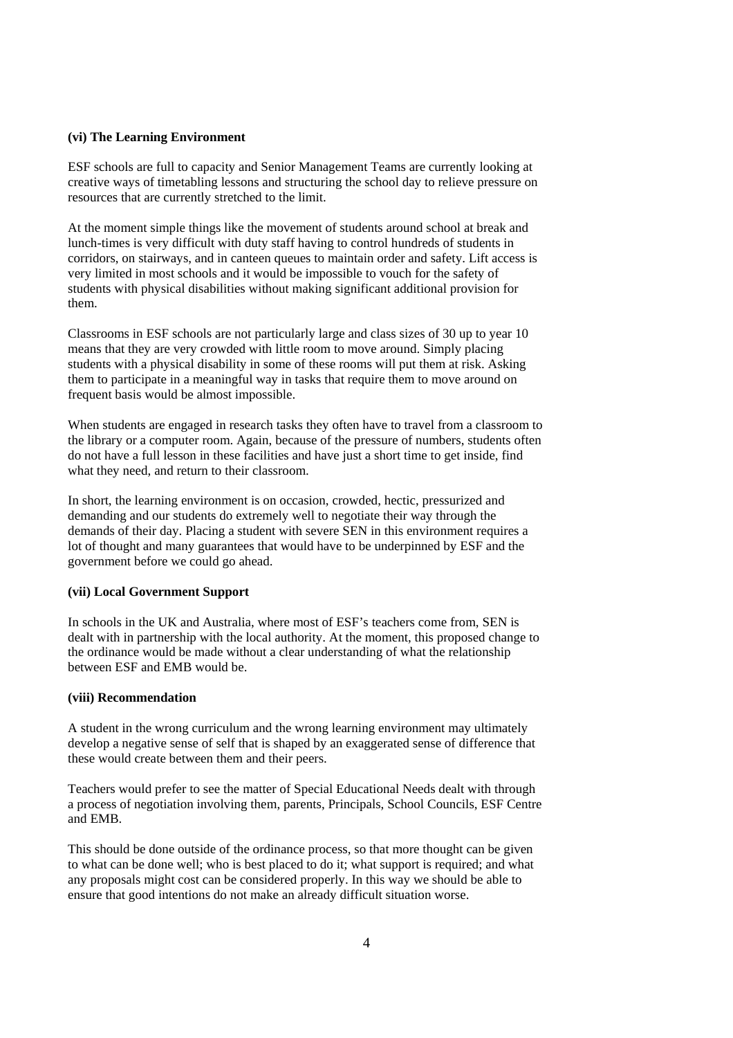**(vi) The Learning Environment**

ESF schools are full to capacity and Senior Management Teams are currently looking at creative ways of timetabling lessons and structuring the school day to relieve pressure on resources that are currently stretched to the limit.

At the moment simple things like the movement of students around school at break and lunch-times is very difficult with duty staff having to control hundreds of students in corridors, on stairways, and in canteen queues to maintain order and safety. Lift access is very limited in most schools and it would be impossible to vouch for the safety of students with physical disabilities without making significant additional provision for them.

Classrooms in ESF schools are not particularly large and class sizes of 30 up to year 10 means that they are very crowded with little room to move around. Simply placing students with a physical disability in some of these rooms will put them at risk. Asking them to participate in a meaningful way in tasks that require them to move around on frequent basis would be almost impossible.

When students are engaged in research tasks they often have to travel from a classroom to the library or a computer room. Again, because of the pressure of numbers, students often do not have a full lesson in these facilities and have just a short time to get inside, find what they need, and return to their classroom.

In short, the learning environment is on occasion, crowded, hectic, pressurized and demanding and our students do extremely well to negotiate their way through the demands of their day. Placing a student with severe SEN in this environment requires a lot of thought and many guarantees that would have to be underpinned by ESF and the government before we could go ahead.

**(vii) Local Government Support**

In schools in the UK and Australia, where most of ESF's teachers come from, SEN is dealt with in partnership with the local authority. At the moment, this proposed change to the ordinance would be made without a clear understanding of what the relationship between ESF and EMB would be.

**(viii) Recommendation**

A student in the wrong curriculum and the wrong learning environment may ultimately develop a negative sense of self that is shaped by an exaggerated sense of difference that these would create between them and their peers.

Teachers would prefer to see the matter of Special Educational Needs dealt with through a process of negotiation involving them, parents, Principals, School Councils, ESF Centre and EMB.

This should be done outside of the ordinance process, so that more thought can be given to what can be done well; who is best placed to do it; what support is required; and what any proposals might cost can be considered properly. In this way we should be able to ensure that good intentions do not make an already difficult situation worse.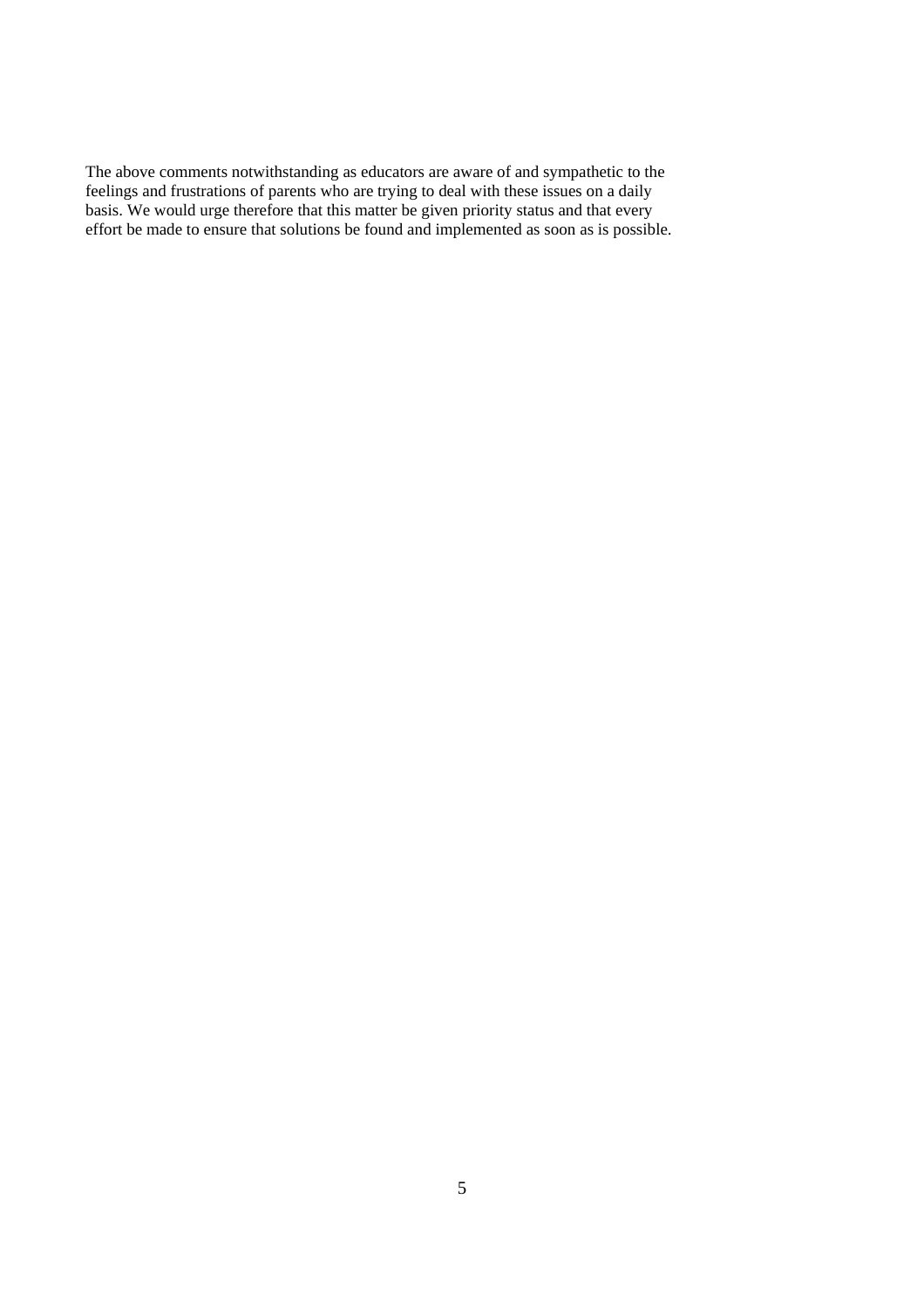The above comments notwithstanding as educators are aware of and sympathetic to the feelings and frustrations of parents who are trying to deal with these issues on a daily basis. We would urge therefore that this matter be given priority status and that every effort be made to ensure that solutions be found and implemented as soon as is possible.